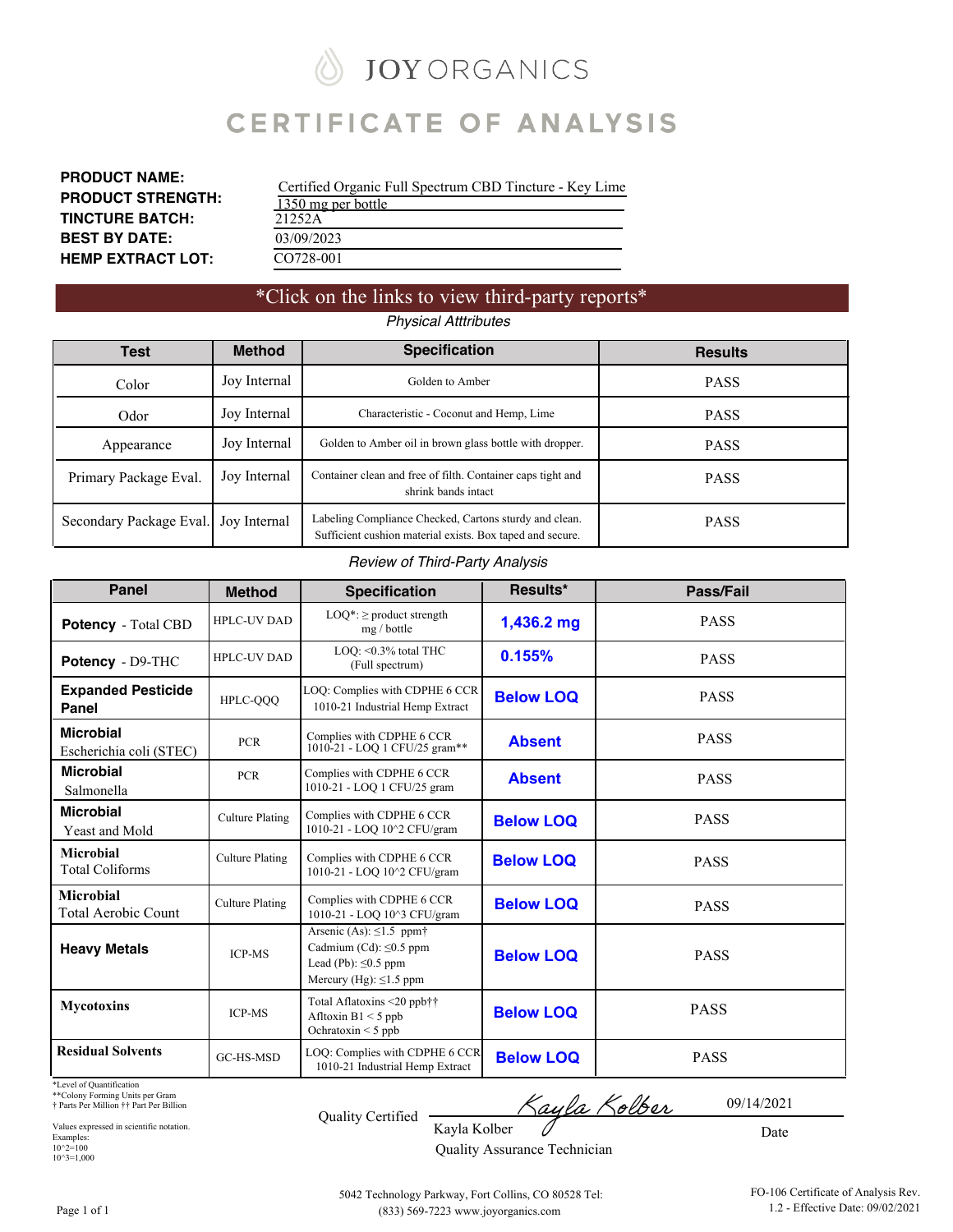# JOY ORGANICS

# CERTIFICATE OF ANALYSIS

**PRODUCT NAME:** Certified Organic Full Spectrum CBD Tincture - Key Lime
**PRODUCT STRENGTH:** 1350 mg per bottle
**TINCTURE BATCH:** 21252A
**BEST BY DATE:** 03/09/2023
**HEMP EXTRACT LOT:** CO728-001

*Click on the links to view third-party reports*

*Physical Atttributes*

| Test | Method | Specification | Results |
|---|---|---|---|
| Color | Joy Internal | Golden to Amber | PASS |
| Odor | Joy Internal | Characteristic - Coconut and Hemp, Lime | PASS |
| Appearance | Joy Internal | Golden to Amber oil in brown glass bottle with dropper. | PASS |
| Primary Package Eval. | Joy Internal | Container clean and free of filth. Container caps tight and shrink bands intact | PASS |
| Secondary Package Eval. | Joy Internal | Labeling Compliance Checked, Cartons sturdy and clean. Sufficient cushion material exists. Box taped and secure. | PASS |

*Review of Third-Party Analysis*

| Panel | Method | Specification | Results* | Pass/Fail |
|---|---|---|---|---|
| **Potency** - Total CBD | HPLC-UV DAD | LOQ*: ≥ product strength mg / bottle | **1,436.2 mg** | PASS |
| **Potency** - D9-THC | HPLC-UV DAD | LOQ: <0.3% total THC (Full spectrum) | **0.155%** | PASS |
| **Expanded Pesticide Panel** | HPLC-QQQ | LOQ: Complies with CDPHE 6 CCR 1010-21 Industrial Hemp Extract | **Below LOQ** | PASS |
| **Microbial** Escherichia coli (STEC) | PCR | Complies with CDPHE 6 CCR 1010-21 - LOQ 1 CFU/25 gram** | **Absent** | PASS |
| **Microbial** Salmonella | PCR | Complies with CDPHE 6 CCR 1010-21 - LOQ 1 CFU/25 gram | **Absent** | PASS |
| **Microbial** Yeast and Mold | Culture Plating | Complies with CDPHE 6 CCR 1010-21 - LOQ 10^2 CFU/gram | **Below LOQ** | PASS |
| **Microbial** Total Coliforms | Culture Plating | Complies with CDPHE 6 CCR 1010-21 - LOQ 10^2 CFU/gram | **Below LOQ** | PASS |
| **Microbial** Total Aerobic Count | Culture Plating | Complies with CDPHE 6 CCR 1010-21 - LOQ 10^3 CFU/gram | **Below LOQ** | PASS |
| **Heavy Metals** | ICP-MS | Arsenic (As): ≤1.5 ppm† Cadmium (Cd): ≤0.5 ppm Lead (Pb): ≤0.5 ppm Mercury (Hg): ≤1.5 ppm | **Below LOQ** | PASS |
| **Mycotoxins** | ICP-MS | Total Aflatoxins <20 ppb†† Afltoxin B1 < 5 ppb Ochratoxin < 5 ppb | **Below LOQ** | PASS |
| **Residual Solvents** | GC-HS-MSD | LOQ: Complies with CDPHE 6 CCR 1010-21 Industrial Hemp Extract | **Below LOQ** | PASS |

*Level of Quantification
**Colony Forming Units per Gram
† Parts Per Million †† Part Per Billion

Values expressed in scientific notation.
Examples:
10^2=100
10^3=1,000

Quality Certified: Kayla Kolber, Quality Assurance Technician

Date: 09/14/2021

5042 Technology Parkway, Fort Collins, CO 80528 Tel: (833) 569-7223 www.joyorganics.com

FO-106 Certificate of Analysis Rev. 1.2 - Effective Date: 09/02/2021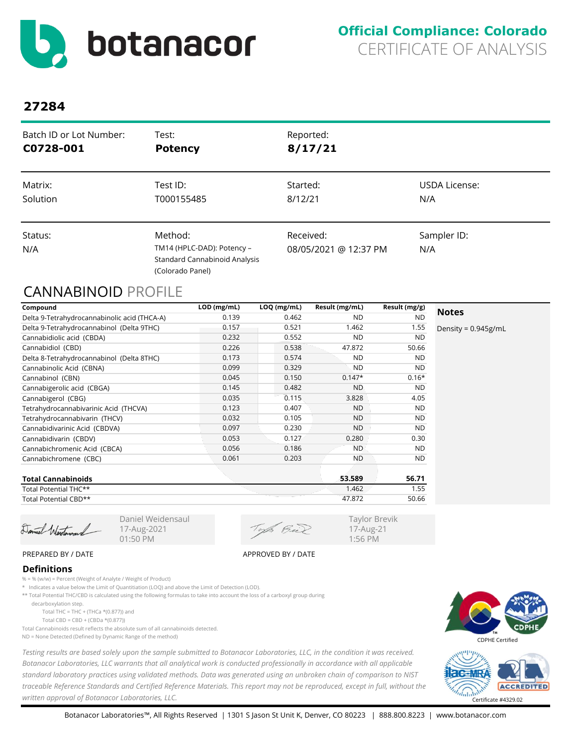# botanacor

**Official Compliance: Colorado**
CERTIFICATE OF ANALYSIS

## 27284

| Batch ID or Lot Number: | Test: | Reported: | |
|---|---|---|---|
| **C0728-001** | **Potency** | **8/17/21** | |
| Matrix: | Test ID: | Started: | USDA License: |
| Solution | T000155485 | 8/12/21 | N/A |
| Status: | Method: | Received: | Sampler ID: |
| N/A | TM14 (HPLC-DAD): Potency – Standard Cannabinoid Analysis (Colorado Panel) | 08/05/2021 @ 12:37 PM | N/A |

## CANNABINOID PROFILE

| Compound | LOD (mg/mL) | LOQ (mg/mL) | Result (mg/mL) | Result (mg/g) |
|---|---|---|---|---|
| Delta 9-Tetrahydrocannabinolic acid (THCA-A) | 0.139 | 0.462 | ND | ND |
| Delta 9-Tetrahydrocannabinol (Delta 9THC) | 0.157 | 0.521 | 1.462 | 1.55 |
| Cannabidiolic acid (CBDA) | 0.232 | 0.552 | ND | ND |
| Cannabidiol (CBD) | 0.226 | 0.538 | 47.872 | 50.66 |
| Delta 8-Tetrahydrocannabinol (Delta 8THC) | 0.173 | 0.574 | ND | ND |
| Cannabinolic Acid (CBNA) | 0.099 | 0.329 | ND | ND |
| Cannabinol (CBN) | 0.045 | 0.150 | 0.147* | 0.16* |
| Cannabigerolic acid (CBGA) | 0.145 | 0.482 | ND | ND |
| Cannabigerol (CBG) | 0.035 | 0.115 | 3.828 | 4.05 |
| Tetrahydrocannabivarinic Acid (THCVA) | 0.123 | 0.407 | ND | ND |
| Tetrahydrocannabivarin (THCV) | 0.032 | 0.105 | ND | ND |
| Cannabidivarinic Acid (CBDVA) | 0.097 | 0.230 | ND | ND |
| Cannabidivarin (CBDV) | 0.053 | 0.127 | 0.280 | 0.30 |
| Cannabichromenic Acid (CBCA) | 0.056 | 0.186 | ND | ND |
| Cannabichromene (CBC) | 0.061 | 0.203 | ND | ND |
| **Total Cannabinoids** | | | **53.589** | **56.71** |
| Total Potential THC** | | | 1.462 | 1.55 |
| Total Potential CBD** | | | 47.872 | 50.66 |

**Notes**

Density = 0.945g/mL

Daniel Weidensaul
17-Aug-2021
01:50 PM

PREPARED BY / DATE

Taylor Brevik
17-Aug-21
1:56 PM

APPROVED BY / DATE

### Definitions

% = % (w/w) = Percent (Weight of Analyte / Weight of Product)

* Indicates a value below the Limit of Quantitiation (LOQ) and above the Limit of Detection (LOD).

** Total Potential THC/CBD is calculated using the following formulas to take into account the loss of a carboxyl group during decarboxylation step.

Total THC = THC + (THCa *(0.877)) and

Total CBD = CBD + (CBDa *(0.877))

Total Cannabinoids result reflects the absolute sum of all cannabinoids detected.

ND = None Detected (Defined by Dynamic Range of the method)

*Testing results are based solely upon the sample submitted to Botanacor Laboratories, LLC, in the condition it was received. Botanacor Laboratories, LLC warrants that all analytical work is conducted professionally in accordance with all applicable standard laboratory practices using validated methods. Data was generated using an unbroken chain of comparison to NIST traceable Reference Standards and Certified Reference Materials. This report may not be reproduced, except in full, without the written approval of Botanacor Laboratories, LLC.*

CDPHE Certified

Certificate #4329.02

Botanacor Laboratories™, All Rights Reserved | 1301 S Jason St Unit K, Denver, CO 80223 | 888.800.8223 | www.botanacor.com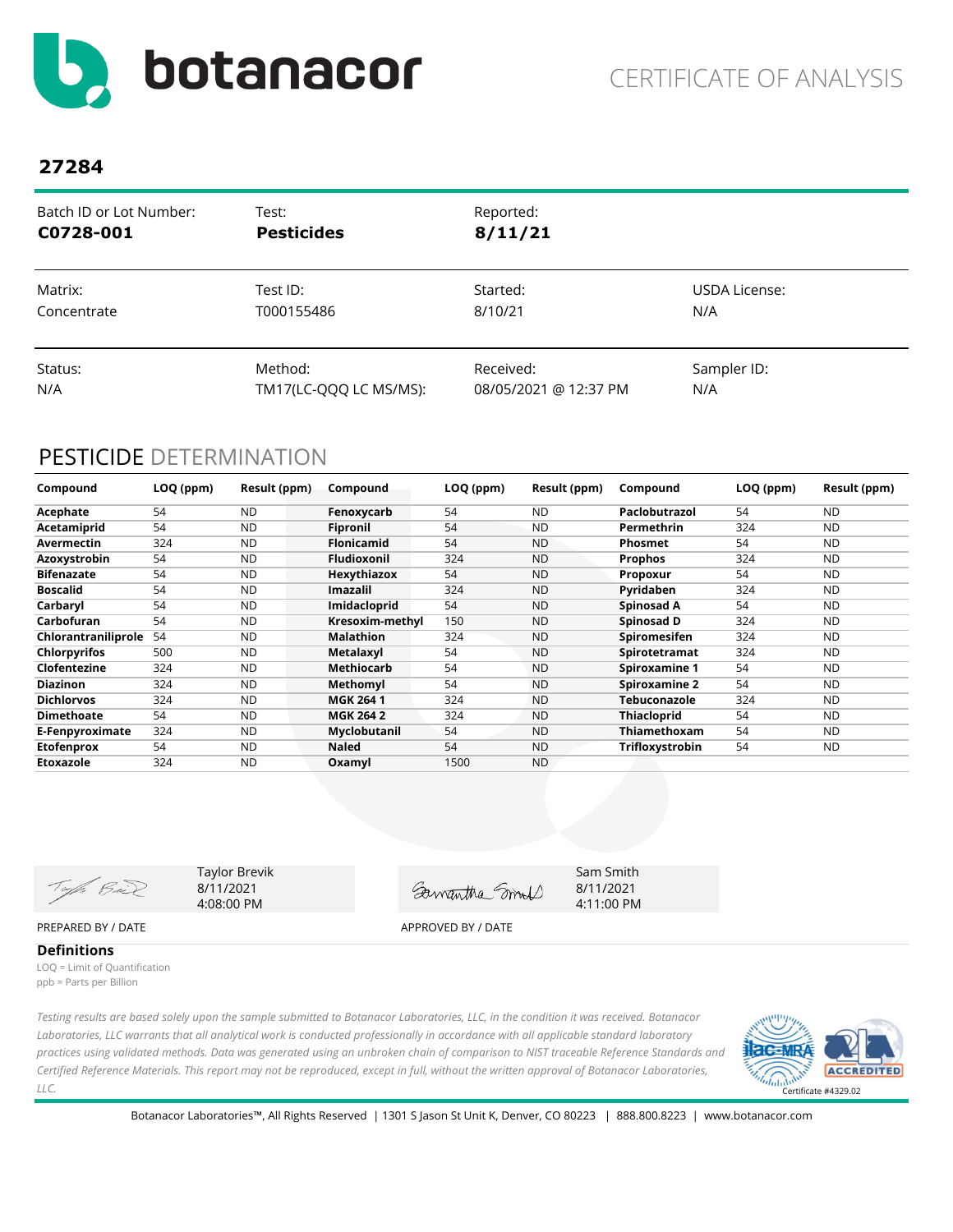# botanacor

CERTIFICATE OF ANALYSIS

## 27284

| Batch ID or Lot Number: | Test: | Reported: | |
|---|---|---|---|
| **C0728-001** | **Pesticides** | **8/11/21** | |
| Matrix: | Test ID: | Started: | USDA License: |
| Concentrate | T000155486 | 8/10/21 | N/A |
| Status: | Method: | Received: | Sampler ID: |
| N/A | TM17(LC-QQQ LC MS/MS): | 08/05/2021 @ 12:37 PM | N/A |

## PESTICIDE DETERMINATION

| Compound | LOQ (ppm) | Result (ppm) | Compound | LOQ (ppm) | Result (ppm) | Compound | LOQ (ppm) | Result (ppm) |
|---|---|---|---|---|---|---|---|---|
| **Acephate** | 54 | ND | **Fenoxycarb** | 54 | ND | **Paclobutrazol** | 54 | ND |
| **Acetamiprid** | 54 | ND | **Fipronil** | 54 | ND | **Permethrin** | 324 | ND |
| **Avermectin** | 324 | ND | **Flonicamid** | 54 | ND | **Phosmet** | 54 | ND |
| **Azoxystrobin** | 54 | ND | **Fludioxonil** | 324 | ND | **Prophos** | 324 | ND |
| **Bifenazate** | 54 | ND | **Hexythiazox** | 54 | ND | **Propoxur** | 54 | ND |
| **Boscalid** | 54 | ND | **Imazalil** | 324 | ND | **Pyridaben** | 324 | ND |
| **Carbaryl** | 54 | ND | **Imidacloprid** | 54 | ND | **Spinosad A** | 54 | ND |
| **Carbofuran** | 54 | ND | **Kresoxim-methyl** | 150 | ND | **Spinosad D** | 324 | ND |
| **Chlorantraniliprole** | 54 | ND | **Malathion** | 324 | ND | **Spiromesifen** | 324 | ND |
| **Chlorpyrifos** | 500 | ND | **Metalaxyl** | 54 | ND | **Spirotetramat** | 324 | ND |
| **Clofentezine** | 324 | ND | **Methiocarb** | 54 | ND | **Spiroxamine 1** | 54 | ND |
| **Diazinon** | 324 | ND | **Methomyl** | 54 | ND | **Spiroxamine 2** | 54 | ND |
| **Dichlorvos** | 324 | ND | **MGK 264 1** | 324 | ND | **Tebuconazole** | 324 | ND |
| **Dimethoate** | 54 | ND | **MGK 264 2** | 324 | ND | **Thiacloprid** | 54 | ND |
| **E-Fenpyroximate** | 324 | ND | **Myclobutanil** | 54 | ND | **Thiamethoxam** | 54 | ND |
| **Etofenprox** | 54 | ND | **Naled** | 54 | ND | **Trifloxystrobin** | 54 | ND |
| **Etoxazole** | 324 | ND | **Oxamyl** | 1500 | ND | | | |

Taylor Brevik
8/11/2021
4:08:00 PM

PREPARED BY / DATE

Sam Smith
8/11/2021
4:11:00 PM

APPROVED BY / DATE

### Definitions

LOQ = Limit of Quantification
ppb = Parts per Billion

*Testing results are based solely upon the sample submitted to Botanacor Laboratories, LLC, in the condition it was received. Botanacor Laboratories, LLC warrants that all analytical work is conducted professionally in accordance with all applicable standard laboratory practices using validated methods. Data was generated using an unbroken chain of comparison to NIST traceable Reference Standards and Certified Reference Materials. This report may not be reproduced, except in full, without the written approval of Botanacor Laboratories, LLC.*

Certificate #4329.02

Botanacor Laboratories™, All Rights Reserved | 1301 S Jason St Unit K, Denver, CO 80223 | 888.800.8223 | www.botanacor.com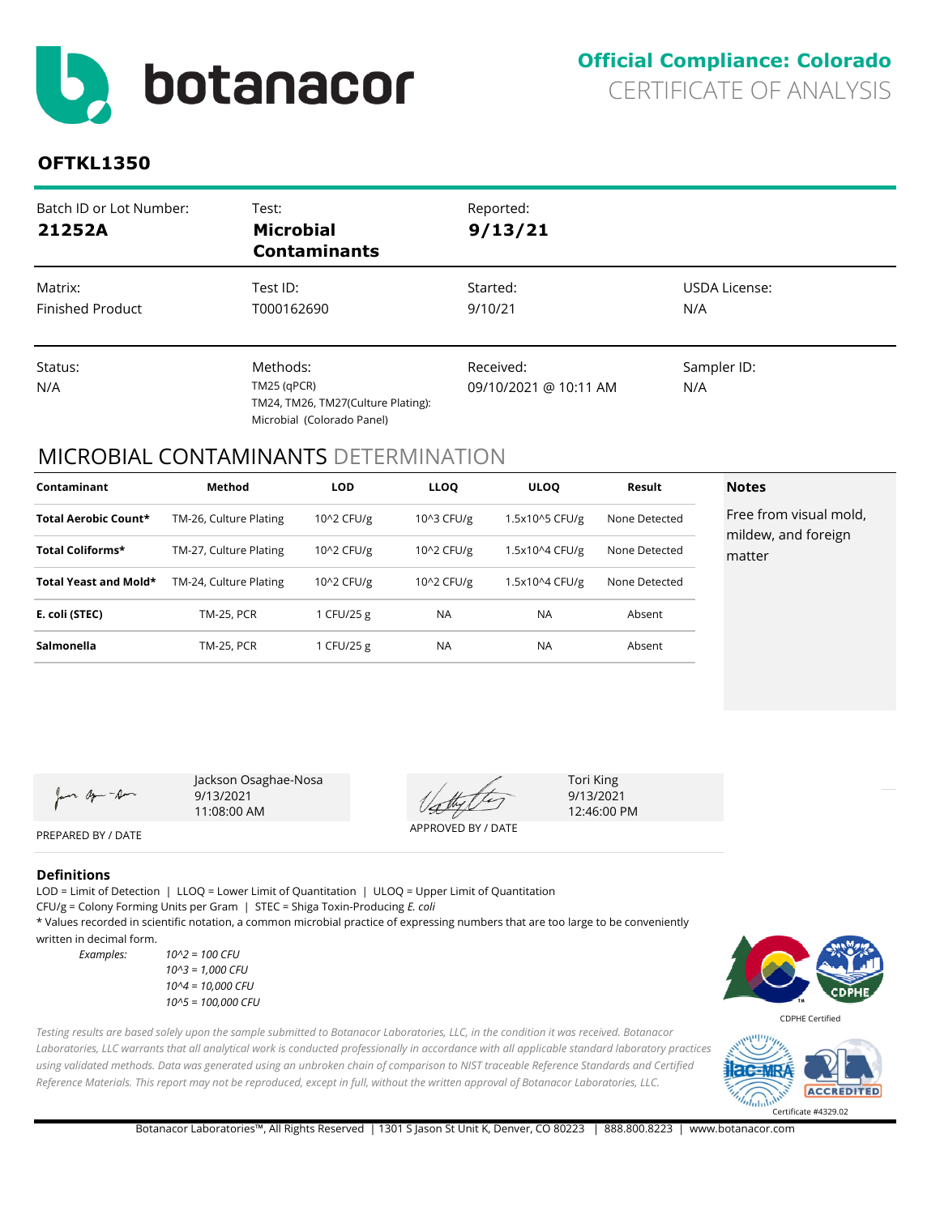# botanacor

**Official Compliance: Colorado**
CERTIFICATE OF ANALYSIS

## OFTKL1350

| Batch ID or Lot Number: | Test: | Reported: | |
|---|---|---|---|
| **21252A** | **Microbial Contaminants** | **9/13/21** | |
| Matrix: | Test ID: | Started: | USDA License: |
| Finished Product | T000162690 | 9/10/21 | N/A |
| Status: | Methods: | Received: | Sampler ID: |
| N/A | TM25 (qPCR)<br>TM24, TM26, TM27(Culture Plating):<br>Microbial (Colorado Panel) | 09/10/2021 @ 10:11 AM | N/A |

## MICROBIAL CONTAMINANTS DETERMINATION

| Contaminant | Method | LOD | LLOQ | ULOQ | Result |
|---|---|---|---|---|---|
| **Total Aerobic Count*** | TM-26, Culture Plating | 10^2 CFU/g | 10^3 CFU/g | 1.5x10^5 CFU/g | None Detected |
| **Total Coliforms*** | TM-27, Culture Plating | 10^2 CFU/g | 10^2 CFU/g | 1.5x10^4 CFU/g | None Detected |
| **Total Yeast and Mold*** | TM-24, Culture Plating | 10^2 CFU/g | 10^2 CFU/g | 1.5x10^4 CFU/g | None Detected |
| **E. coli (STEC)** | TM-25, PCR | 1 CFU/25 g | NA | NA | Absent |
| **Salmonella** | TM-25, PCR | 1 CFU/25 g | NA | NA | Absent |

**Notes**

Free from visual mold, mildew, and foreign matter

Jackson Osaghae-Nosa
9/13/2021
11:08:00 AM

PREPARED BY / DATE

Tori King
9/13/2021
12:46:00 PM

APPROVED BY / DATE

### Definitions

LOD = Limit of Detection | LLOQ = Lower Limit of Quantitation | ULOQ = Upper Limit of Quantitation
CFU/g = Colony Forming Units per Gram | STEC = Shiga Toxin-Producing *E. coli*
* Values recorded in scientific notation, a common microbial practice of expressing numbers that are too large to be conveniently written in decimal form.

*Examples:*
*10^2 = 100 CFU*
*10^3 = 1,000 CFU*
*10^4 = 10,000 CFU*
*10^5 = 100,000 CFU*

*Testing results are based solely upon the sample submitted to Botanacor Laboratories, LLC, in the condition it was received. Botanacor Laboratories, LLC warrants that all analytical work is conducted professionally in accordance with all applicable standard laboratory practices using validated methods. Data was generated using an unbroken chain of comparison to NIST traceable Reference Standards and Certified Reference Materials. This report may not be reproduced, except in full, without the written approval of Botanacor Laboratories, LLC.*

CDPHE Certified

Certificate #4329.02

Botanacor Laboratories™, All Rights Reserved | 1301 S Jason St Unit K, Denver, CO 80223 | 888.800.8223 | www.botanacor.com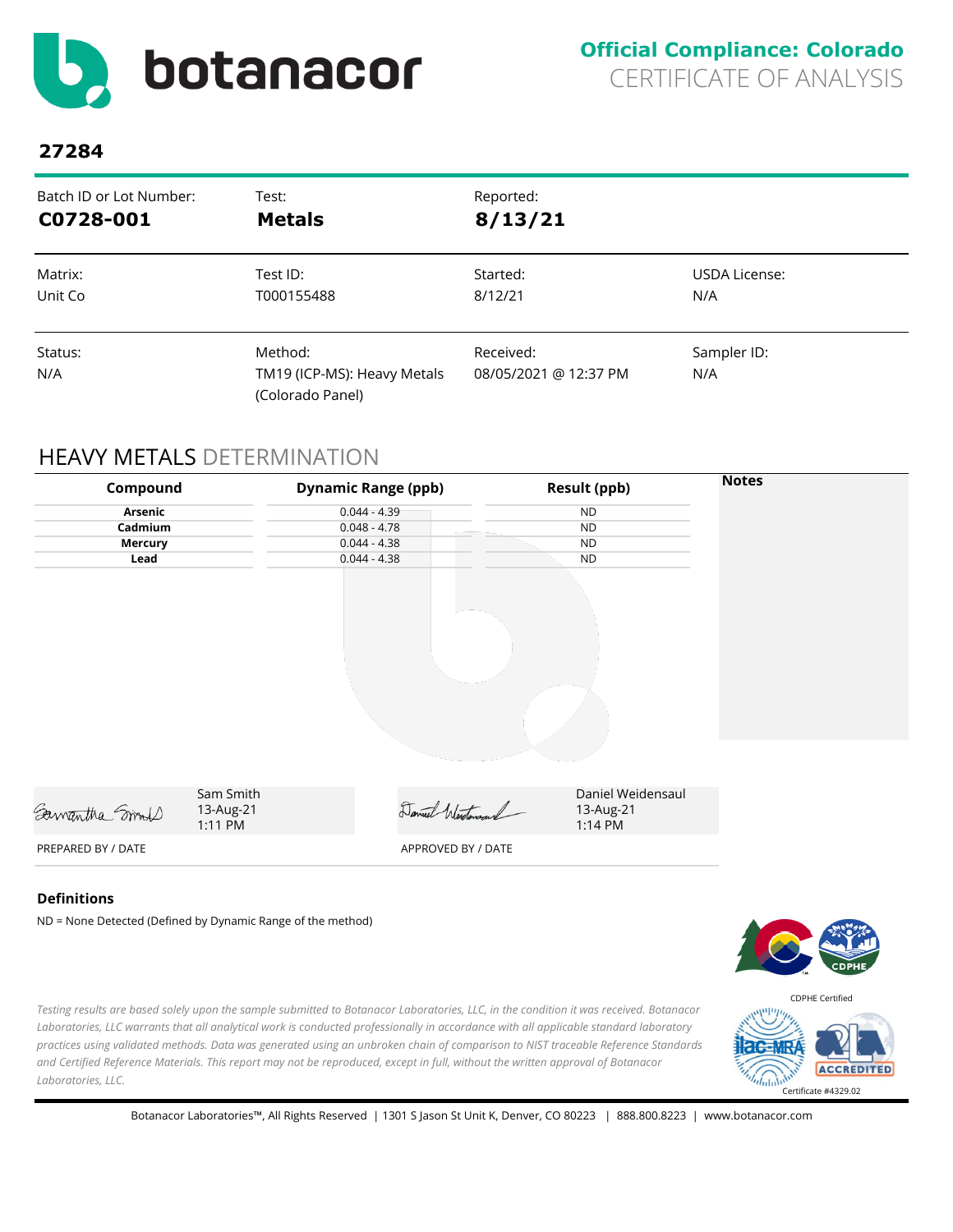# botanacor

**Official Compliance: Colorado**
CERTIFICATE OF ANALYSIS

## 27284

| Batch ID or Lot Number: | Test: | Reported: | |
|---|---|---|---|
| **C0728-001** | **Metals** | **8/13/21** | |
| Matrix: | Test ID: | Started: | USDA License: |
| Unit Co | T000155488 | 8/12/21 | N/A |
| Status: | Method: | Received: | Sampler ID: |
| N/A | TM19 (ICP-MS): Heavy Metals (Colorado Panel) | 08/05/2021 @ 12:37 PM | N/A |

## HEAVY METALS DETERMINATION

| Compound | Dynamic Range (ppb) | Result (ppb) |
|---|---|---|
| Arsenic | 0.044 - 4.39 | ND |
| Cadmium | 0.048 - 4.78 | ND |
| Mercury | 0.044 - 4.38 | ND |
| Lead | 0.044 - 4.38 | ND |

**Notes**

| Sam Smith 13-Aug-21 1:11 PM | Daniel Weidensaul 13-Aug-21 1:14 PM |
|---|---|
| PREPARED BY / DATE | APPROVED BY / DATE |

**Definitions**

ND = None Detected (Defined by Dynamic Range of the method)

CDPHE Certified

Certificate #4329.02

*Testing results are based solely upon the sample submitted to Botanacor Laboratories, LLC, in the condition it was received. Botanacor Laboratories, LLC warrants that all analytical work is conducted professionally in accordance with all applicable standard laboratory practices using validated methods. Data was generated using an unbroken chain of comparison to NIST traceable Reference Standards and Certified Reference Materials. This report may not be reproduced, except in full, without the written approval of Botanacor Laboratories, LLC.*

Botanacor Laboratories™, All Rights Reserved | 1301 S Jason St Unit K, Denver, CO 80223 | 888.800.8223 | www.botanacor.com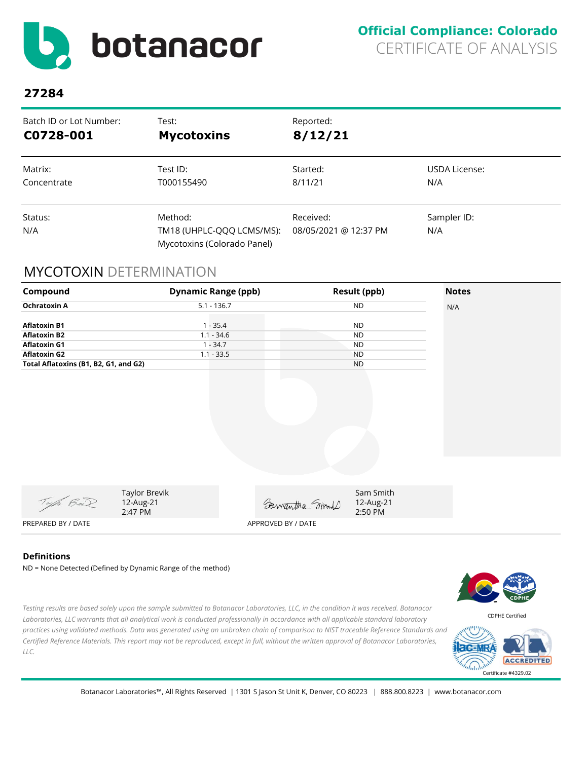# botanacor

**Official Compliance: Colorado**
CERTIFICATE OF ANALYSIS

## 27284

| Batch ID or Lot Number: | Test: | Reported: | |
|---|---|---|---|
| **C0728-001** | **Mycotoxins** | **8/12/21** | |
| Matrix: | Test ID: | Started: | USDA License: |
| Concentrate | T000155490 | 8/11/21 | N/A |
| Status: | Method: | Received: | Sampler ID: |
| N/A | TM18 (UHPLC-QQQ LCMS/MS): Mycotoxins (Colorado Panel) | 08/05/2021 @ 12:37 PM | N/A |

## MYCOTOXIN DETERMINATION

| Compound | Dynamic Range (ppb) | Result (ppb) | Notes |
|---|---|---|---|
| **Ochratoxin A** | 5.1 - 136.7 | ND | N/A |
| **Aflatoxin B1** | 1 - 35.4 | ND | |
| **Aflatoxin B2** | 1.1 - 34.6 | ND | |
| **Aflatoxin G1** | 1 - 34.7 | ND | |
| **Aflatoxin G2** | 1.1 - 33.5 | ND | |
| **Total Aflatoxins (B1, B2, G1, and G2)** | | ND | |

Taylor Brevik
12-Aug-21
2:47 PM
PREPARED BY / DATE

Sam Smith
12-Aug-21
2:50 PM
APPROVED BY / DATE

### Definitions

ND = None Detected (Defined by Dynamic Range of the method)

*Testing results are based solely upon the sample submitted to Botanacor Laboratories, LLC, in the condition it was received. Botanacor Laboratories, LLC warrants that all analytical work is conducted professionally in accordance with all applicable standard laboratory practices using validated methods. Data was generated using an unbroken chain of comparison to NIST traceable Reference Standards and Certified Reference Materials. This report may not be reproduced, except in full, without the written approval of Botanacor Laboratories, LLC.*

CDPHE Certified

Certificate #4329.02

Botanacor Laboratories™, All Rights Reserved | 1301 S Jason St Unit K, Denver, CO 80223 | 888.800.8223 | www.botanacor.com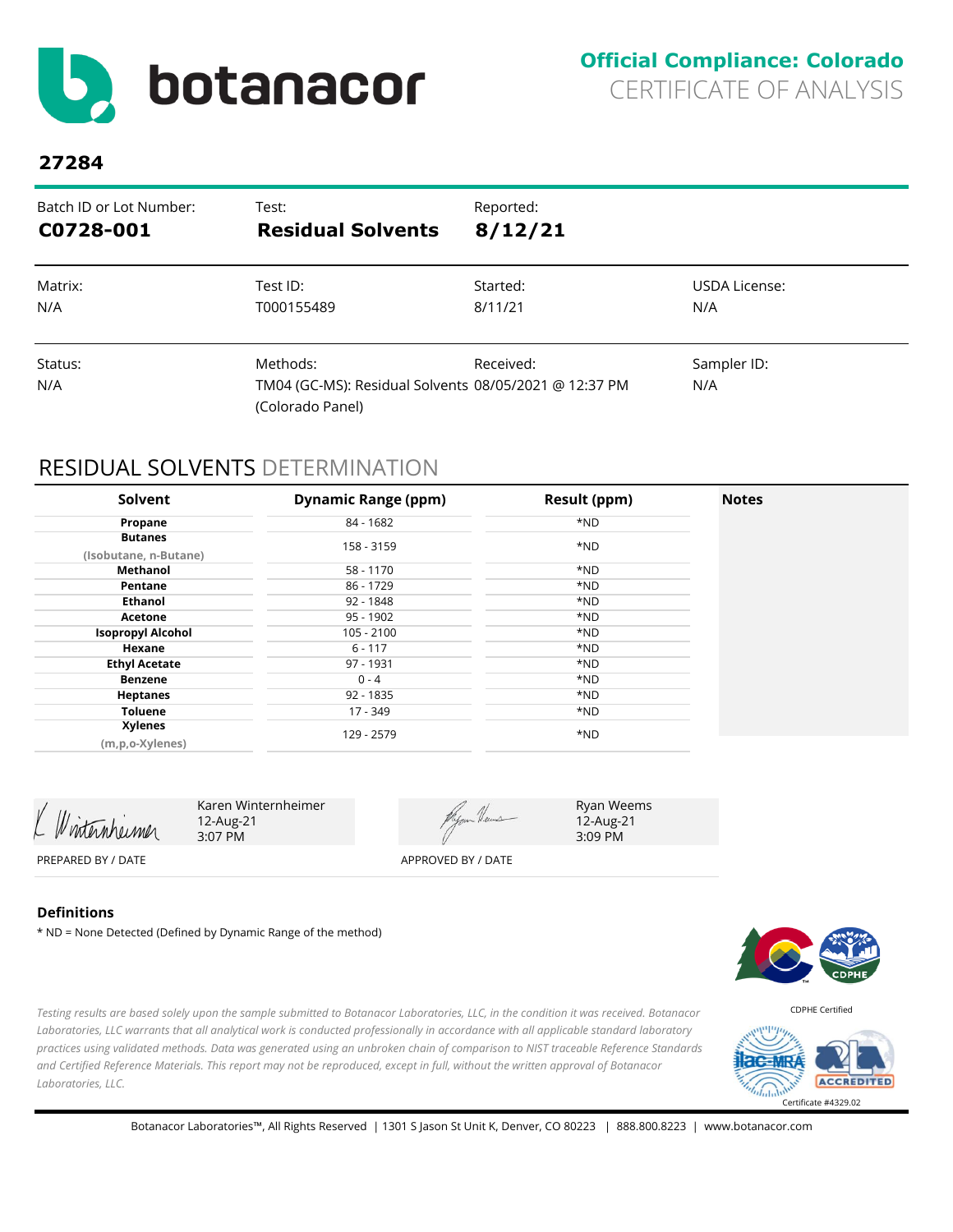# botanacor

**Official Compliance: Colorado**
CERTIFICATE OF ANALYSIS

**27284**

| Batch ID or Lot Number: | Test: | Reported: | |
|---|---|---|---|
| **C0728-001** | **Residual Solvents** | **8/12/21** | |

| Matrix: | Test ID: | Started: | USDA License: |
|---|---|---|---|
| N/A | T000155489 | 8/11/21 | N/A |

| Status: | Methods: | Received: | Sampler ID: |
|---|---|---|---|
| N/A | TM04 (GC-MS): Residual Solvents (Colorado Panel) | 08/05/2021 @ 12:37 PM | N/A |

## RESIDUAL SOLVENTS DETERMINATION

| Solvent | Dynamic Range (ppm) | Result (ppm) | Notes |
|---|---|---|---|
| **Propane** | 84 - 1682 | *ND | |
| **Butanes** (Isobutane, n-Butane) | 158 - 3159 | *ND | |
| **Methanol** | 58 - 1170 | *ND | |
| **Pentane** | 86 - 1729 | *ND | |
| **Ethanol** | 92 - 1848 | *ND | |
| **Acetone** | 95 - 1902 | *ND | |
| **Isopropyl Alcohol** | 105 - 2100 | *ND | |
| **Hexane** | 6 - 117 | *ND | |
| **Ethyl Acetate** | 97 - 1931 | *ND | |
| **Benzene** | 0 - 4 | *ND | |
| **Heptanes** | 92 - 1835 | *ND | |
| **Toluene** | 17 - 349 | *ND | |
| **Xylenes** (m,p,o-Xylenes) | 129 - 2579 | *ND | |

Karen Winternheimer
12-Aug-21
3:07 PM

PREPARED BY / DATE

Ryan Weems
12-Aug-21
3:09 PM

APPROVED BY / DATE

### Definitions

* ND = None Detected (Defined by Dynamic Range of the method)

CDPHE Certified

Certificate #4329.02

*Testing results are based solely upon the sample submitted to Botanacor Laboratories, LLC, in the condition it was received. Botanacor Laboratories, LLC warrants that all analytical work is conducted professionally in accordance with all applicable standard laboratory practices using validated methods. Data was generated using an unbroken chain of comparison to NIST traceable Reference Standards and Certified Reference Materials. This report may not be reproduced, except in full, without the written approval of Botanacor Laboratories, LLC.*

Botanacor Laboratories™, All Rights Reserved | 1301 S Jason St Unit K, Denver, CO 80223 | 888.800.8223 | www.botanacor.com